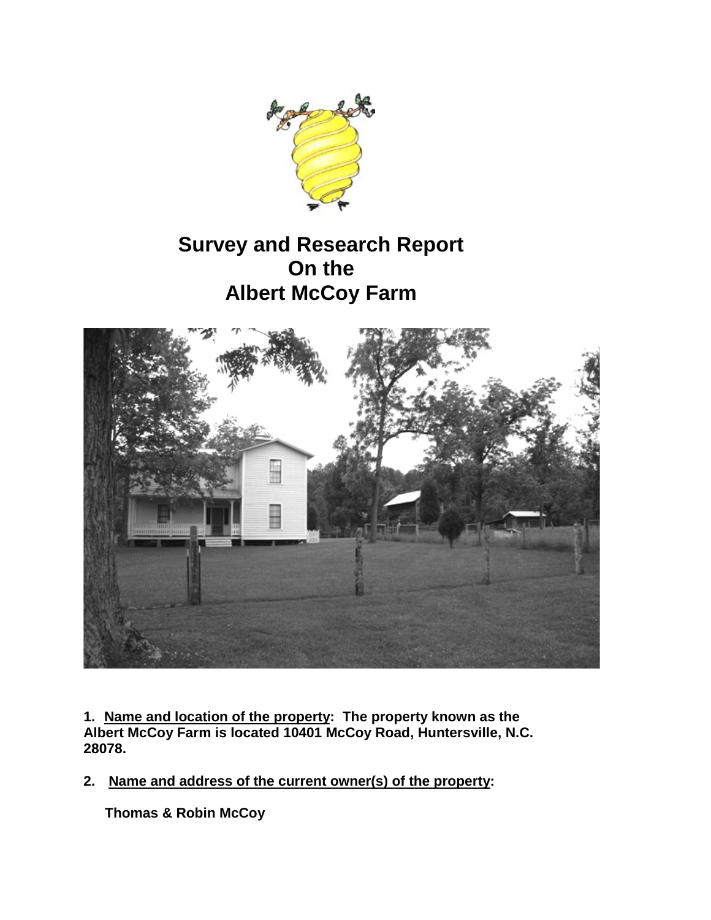# Survey and Research Report On the Albert McCoy Farm

**1. Name and location of the property: The property known as the Albert McCoy Farm is located 10401 McCoy Road, Huntersville, N.C. 28078.**

**2. Name and address of the current owner(s) of the property:**

**Thomas & Robin McCoy**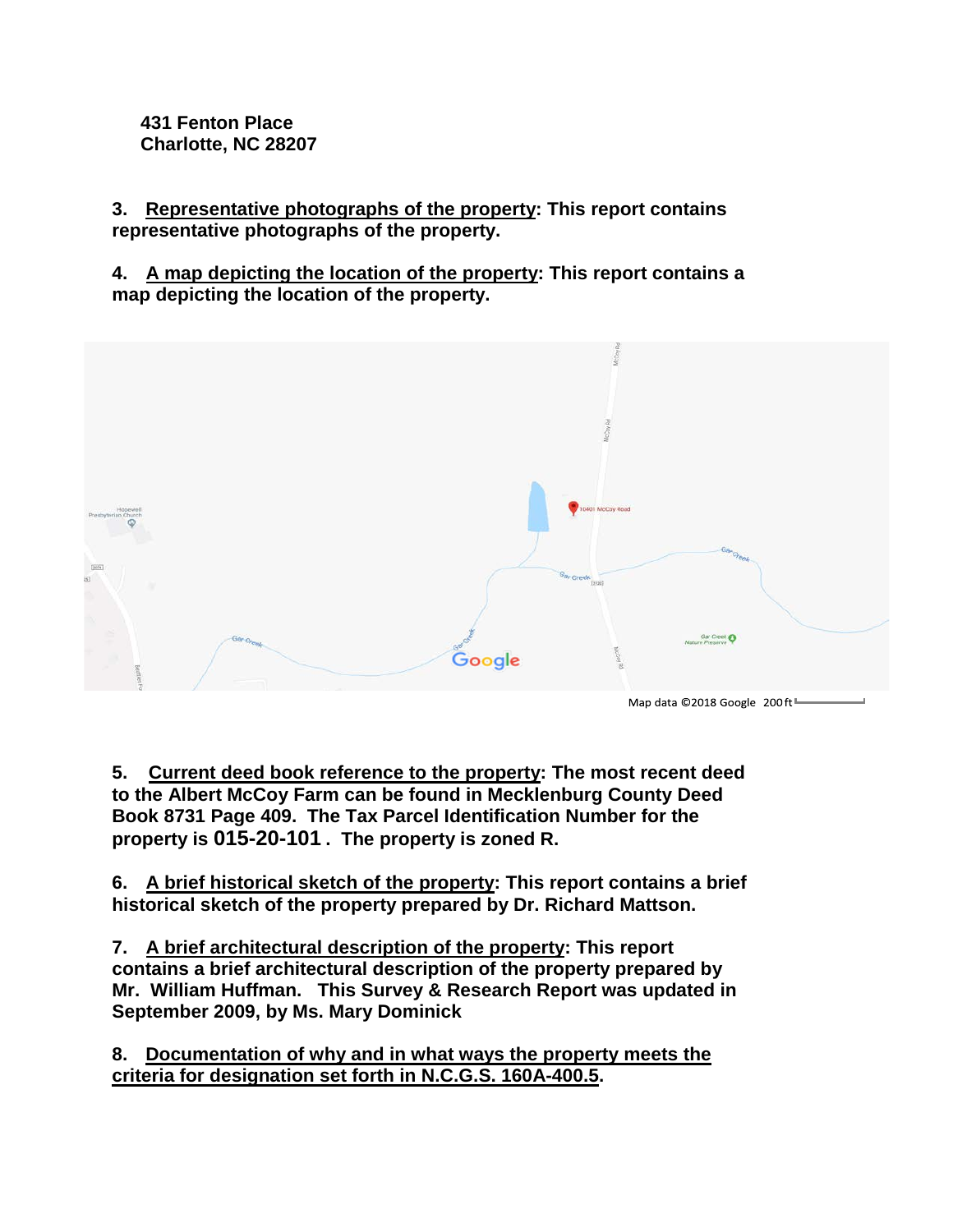**431 Fenton Place**
**Charlotte, NC 28207**

**3. <u>Representative photographs of the property</u>: This report contains representative photographs of the property.**

**4. <u>A map depicting the location of the property</u>: This report contains a map depicting the location of the property.**

Map data ©2018 Google 200 ft

**5. <u>Current deed book reference to the property</u>: The most recent deed to the Albert McCoy Farm can be found in Mecklenburg County Deed Book 8731 Page 409. The Tax Parcel Identification Number for the property is 015-20-101 . The property is zoned R.**

**6. <u>A brief historical sketch of the property</u>: This report contains a brief historical sketch of the property prepared by Dr. Richard Mattson.**

**7. <u>A brief architectural description of the property</u>: This report contains a brief architectural description of the property prepared by Mr. William Huffman. This Survey & Research Report was updated in September 2009, by Ms. Mary Dominick**

**8. <u>Documentation of why and in what ways the property meets the criteria for designation set forth in N.C.G.S. 160A-400.5</u>.**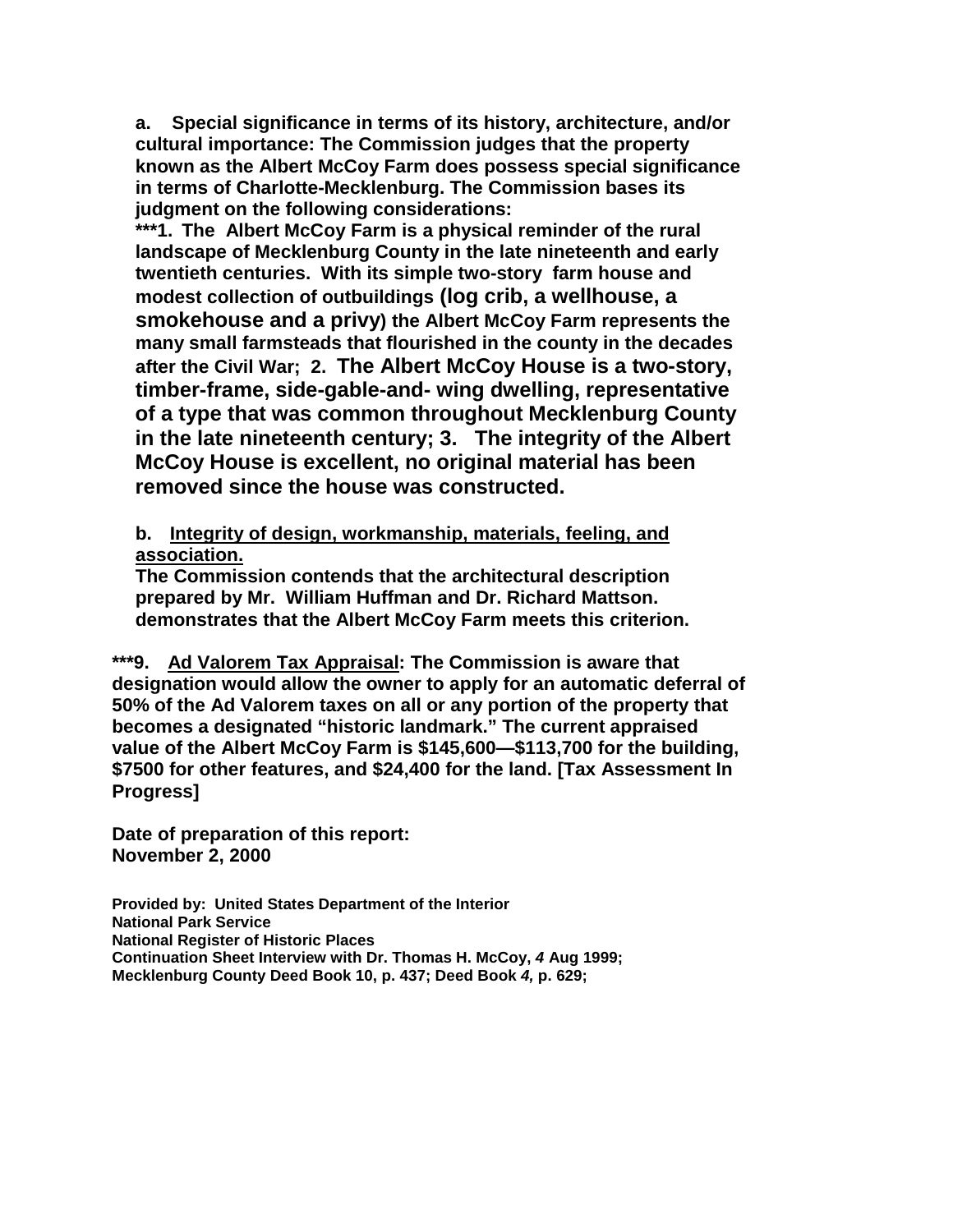**a. Special significance in terms of its history, architecture, and/or cultural importance: The Commission judges that the property known as the Albert McCoy Farm does possess special significance in terms of Charlotte-Mecklenburg. The Commission bases its judgment on the following considerations:**

**\*\*\*1. The Albert McCoy Farm is a physical reminder of the rural landscape of Mecklenburg County in the late nineteenth and early twentieth centuries. With its simple two-story farm house and modest collection of outbuildings (log crib, a wellhouse, a smokehouse and a privy) the Albert McCoy Farm represents the many small farmsteads that flourished in the county in the decades after the Civil War; 2. The Albert McCoy House is a two-story, timber-frame, side-gable-and- wing dwelling, representative of a type that was common throughout Mecklenburg County in the late nineteenth century; 3. The integrity of the Albert McCoy House is excellent, no original material has been removed since the house was constructed.**

**b. <u>Integrity of design, workmanship, materials, feeling, and association.</u>**
**The Commission contends that the architectural description prepared by Mr. William Huffman and Dr. Richard Mattson. demonstrates that the Albert McCoy Farm meets this criterion.**

**\*\*\*9. <u>Ad Valorem Tax Appraisal</u>: The Commission is aware that designation would allow the owner to apply for an automatic deferral of 50% of the Ad Valorem taxes on all or any portion of the property that becomes a designated "historic landmark." The current appraised value of the Albert McCoy Farm is $145,600—$113,700 for the building, $7500 for other features, and $24,400 for the land. [Tax Assessment In Progress]**

**Date of preparation of this report:**
**November 2, 2000**

**Provided by: United States Department of the Interior**
**National Park Service**
**National Register of Historic Places**
**Continuation Sheet Interview with Dr. Thomas H. McCoy, *4* Aug 1999;**
**Mecklenburg County Deed Book 10, p. 437; Deed Book *4,* p. 629;**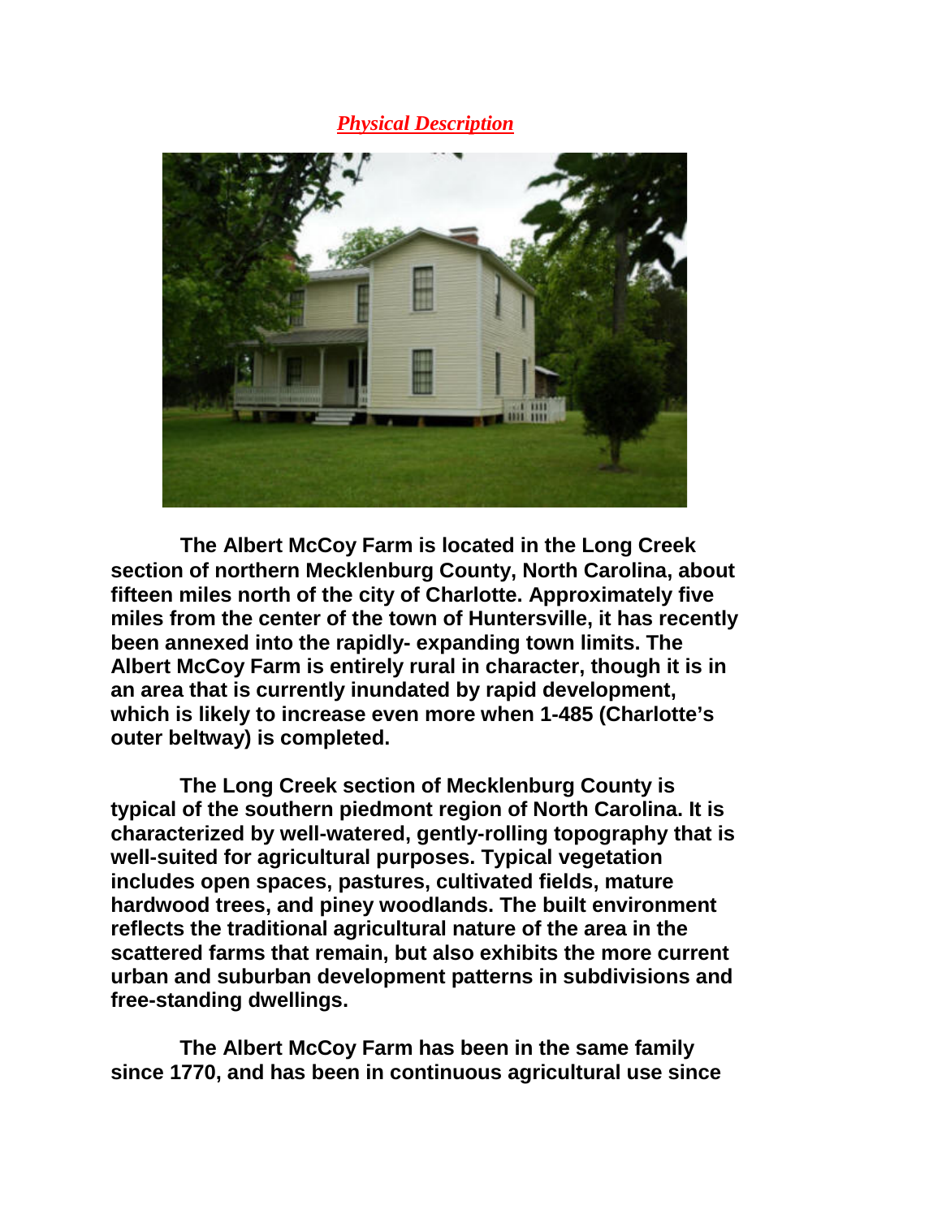***Physical Description***

The Albert McCoy Farm is located in the Long Creek section of northern Mecklenburg County, North Carolina, about fifteen miles north of the city of Charlotte. Approximately five miles from the center of the town of Huntersville, it has recently been annexed into the rapidly- expanding town limits. The Albert McCoy Farm is entirely rural in character, though it is in an area that is currently inundated by rapid development, which is likely to increase even more when 1-485 (Charlotte's outer beltway) is completed.

The Long Creek section of Mecklenburg County is typical of the southern piedmont region of North Carolina. It is characterized by well-watered, gently-rolling topography that is well-suited for agricultural purposes. Typical vegetation includes open spaces, pastures, cultivated fields, mature hardwood trees, and piney woodlands. The built environment reflects the traditional agricultural nature of the area in the scattered farms that remain, but also exhibits the more current urban and suburban development patterns in subdivisions and free-standing dwellings.

The Albert McCoy Farm has been in the same family since 1770, and has been in continuous agricultural use since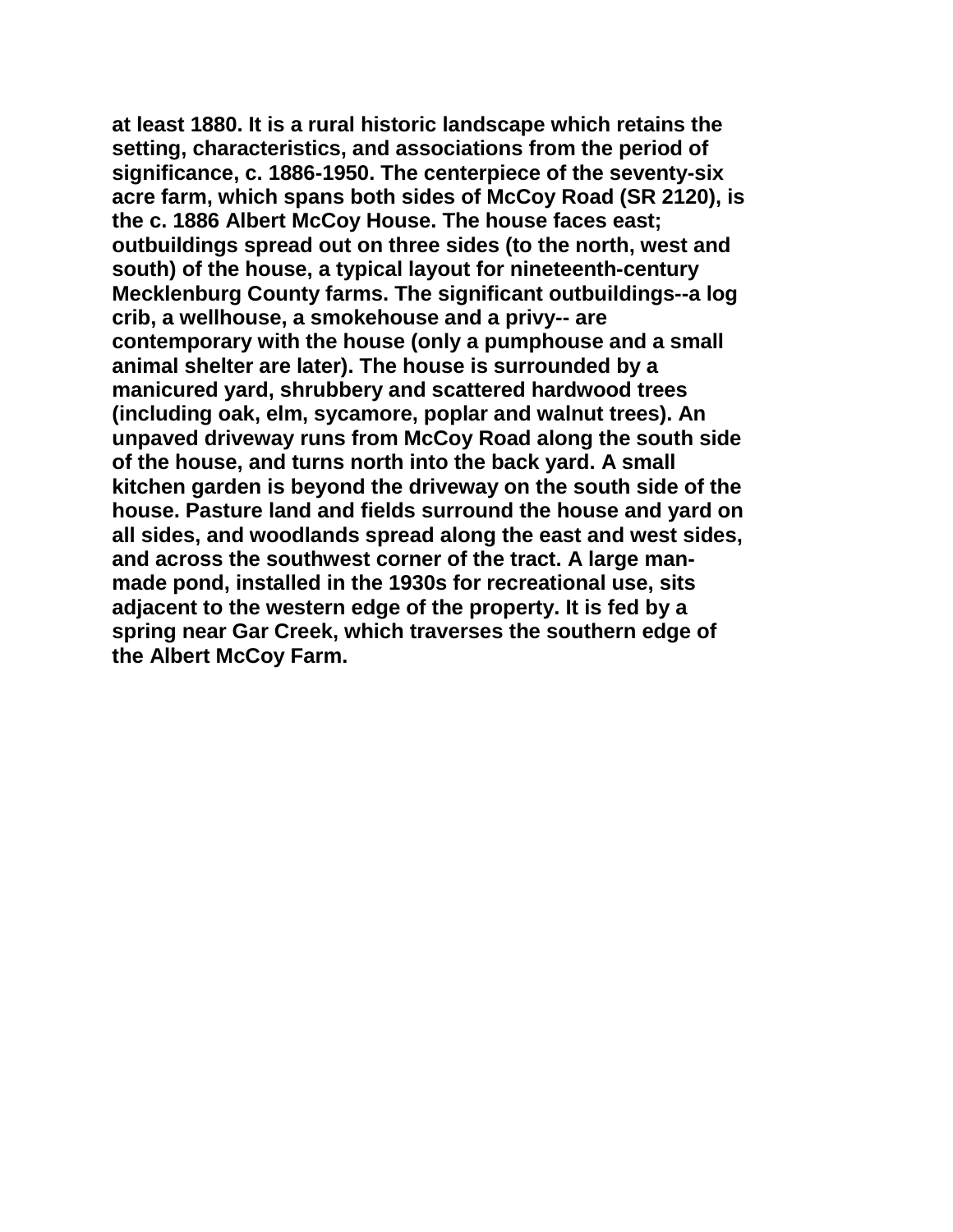**at least 1880. It is a rural historic landscape which retains the setting, characteristics, and associations from the period of significance, c. 1886-1950. The centerpiece of the seventy-six acre farm, which spans both sides of McCoy Road (SR 2120), is the c. 1886 Albert McCoy House. The house faces east; outbuildings spread out on three sides (to the north, west and south) of the house, a typical layout for nineteenth-century Mecklenburg County farms. The significant outbuildings--a log crib, a wellhouse, a smokehouse and a privy-- are contemporary with the house (only a pumphouse and a small animal shelter are later). The house is surrounded by a manicured yard, shrubbery and scattered hardwood trees (including oak, elm, sycamore, poplar and walnut trees). An unpaved driveway runs from McCoy Road along the south side of the house, and turns north into the back yard. A small kitchen garden is beyond the driveway on the south side of the house. Pasture land and fields surround the house and yard on all sides, and woodlands spread along the east and west sides, and across the southwest corner of the tract. A large man-made pond, installed in the 1930s for recreational use, sits adjacent to the western edge of the property. It is fed by a spring near Gar Creek, which traverses the southern edge of the Albert McCoy Farm.**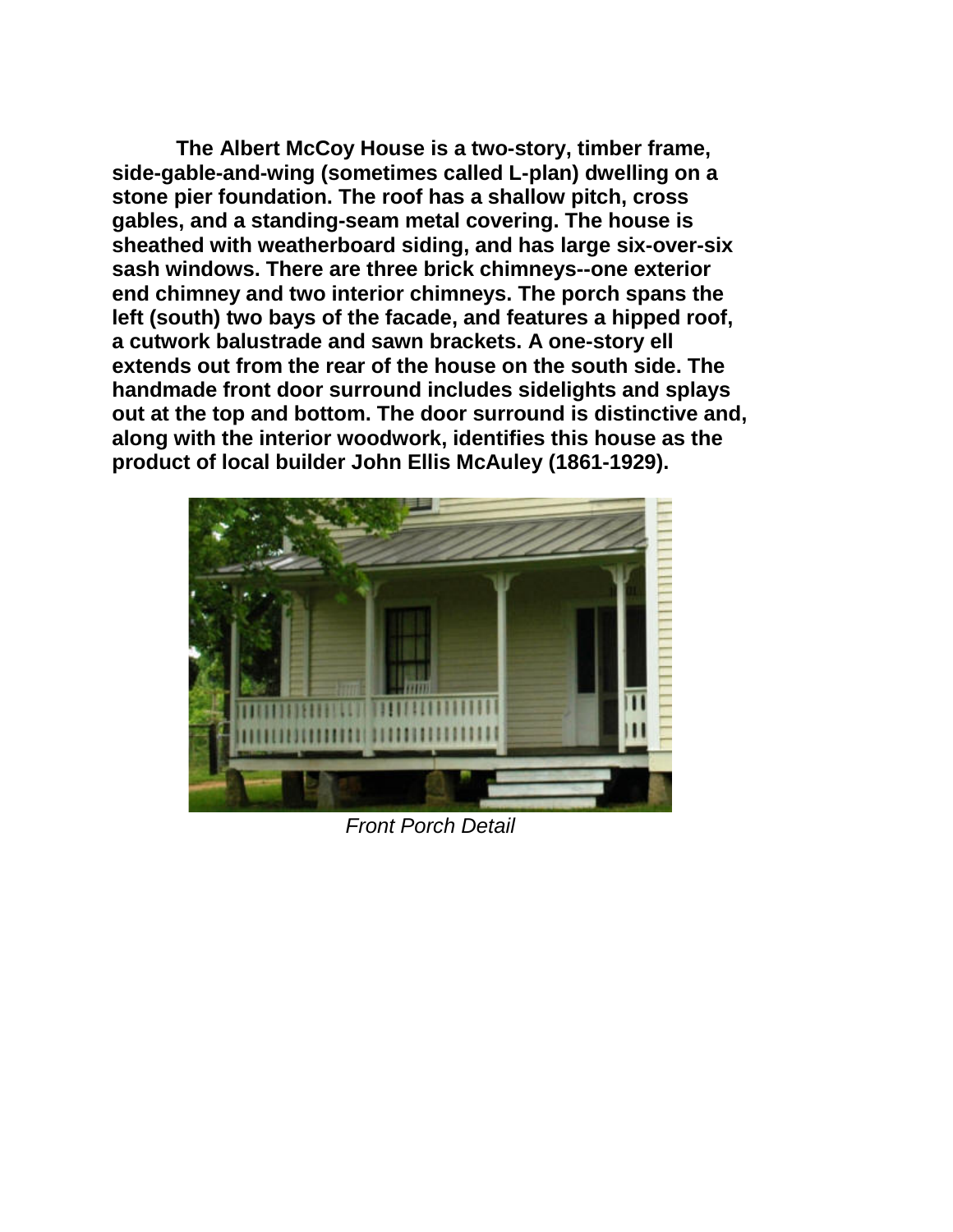**The Albert McCoy House is a two-story, timber frame, side-gable-and-wing (sometimes called L-plan) dwelling on a stone pier foundation. The roof has a shallow pitch, cross gables, and a standing-seam metal covering. The house is sheathed with weatherboard siding, and has large six-over-six sash windows. There are three brick chimneys--one exterior end chimney and two interior chimneys. The porch spans the left (south) two bays of the facade, and features a hipped roof, a cutwork balustrade and sawn brackets. A one-story ell extends out from the rear of the house on the south side. The handmade front door surround includes sidelights and splays out at the top and bottom. The door surround is distinctive and, along with the interior woodwork, identifies this house as the product of local builder John Ellis McAuley (1861-1929).**

*Front Porch Detail*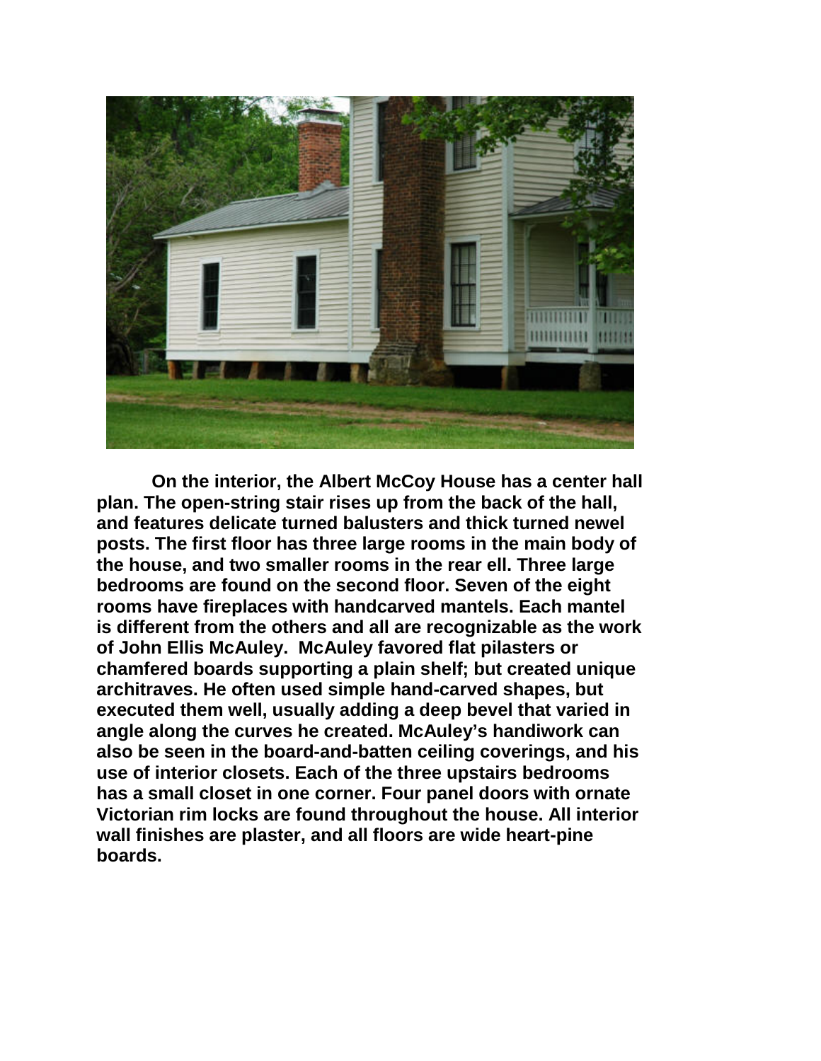**On the interior, the Albert McCoy House has a center hall plan. The open-string stair rises up from the back of the hall, and features delicate turned balusters and thick turned newel posts. The first floor has three large rooms in the main body of the house, and two smaller rooms in the rear ell. Three large bedrooms are found on the second floor. Seven of the eight rooms have fireplaces with handcarved mantels. Each mantel is different from the others and all are recognizable as the work of John Ellis McAuley. McAuley favored flat pilasters or chamfered boards supporting a plain shelf; but created unique architraves. He often used simple hand-carved shapes, but executed them well, usually adding a deep bevel that varied in angle along the curves he created. McAuley's handiwork can also be seen in the board-and-batten ceiling coverings, and his use of interior closets. Each of the three upstairs bedrooms has a small closet in one corner. Four panel doors with ornate Victorian rim locks are found throughout the house. All interior wall finishes are plaster, and all floors are wide heart-pine boards.**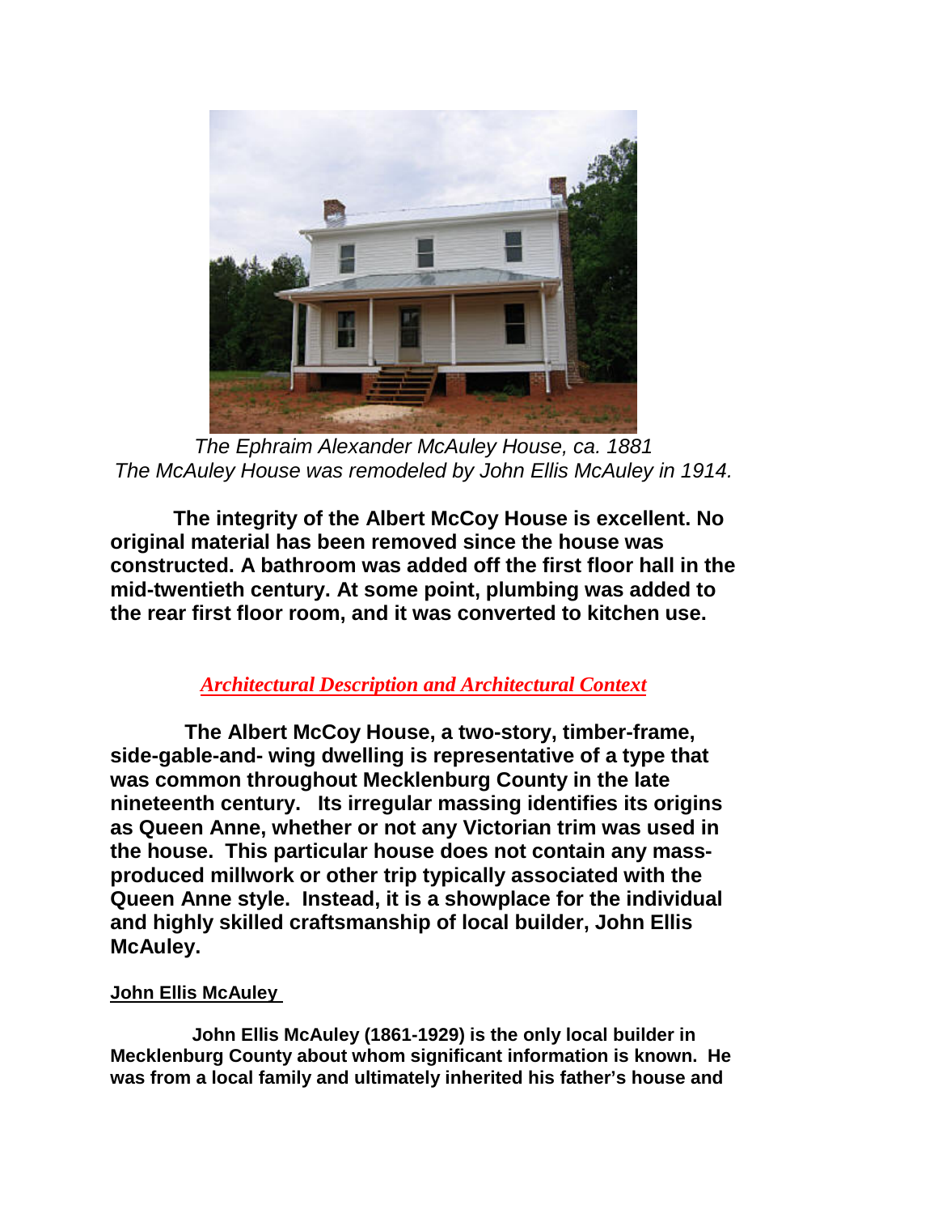*The Ephraim Alexander McAuley House, ca. 1881*
*The McAuley House was remodeled by John Ellis McAuley in 1914.*

**The integrity of the Albert McCoy House is excellent. No original material has been removed since the house was constructed. A bathroom was added off the first floor hall in the mid-twentieth century. At some point, plumbing was added to the rear first floor room, and it was converted to kitchen use.**

## *Architectural Description and Architectural Context*

**The Albert McCoy House, a two-story, timber-frame, side-gable-and- wing dwelling is representative of a type that was common throughout Mecklenburg County in the late nineteenth century. Its irregular massing identifies its origins as Queen Anne, whether or not any Victorian trim was used in the house. This particular house does not contain any mass-produced millwork or other trip typically associated with the Queen Anne style. Instead, it is a showplace for the individual and highly skilled craftsmanship of local builder, John Ellis McAuley.**

### John Ellis McAuley

**John Ellis McAuley (1861-1929) is the only local builder in Mecklenburg County about whom significant information is known. He was from a local family and ultimately inherited his father's house and**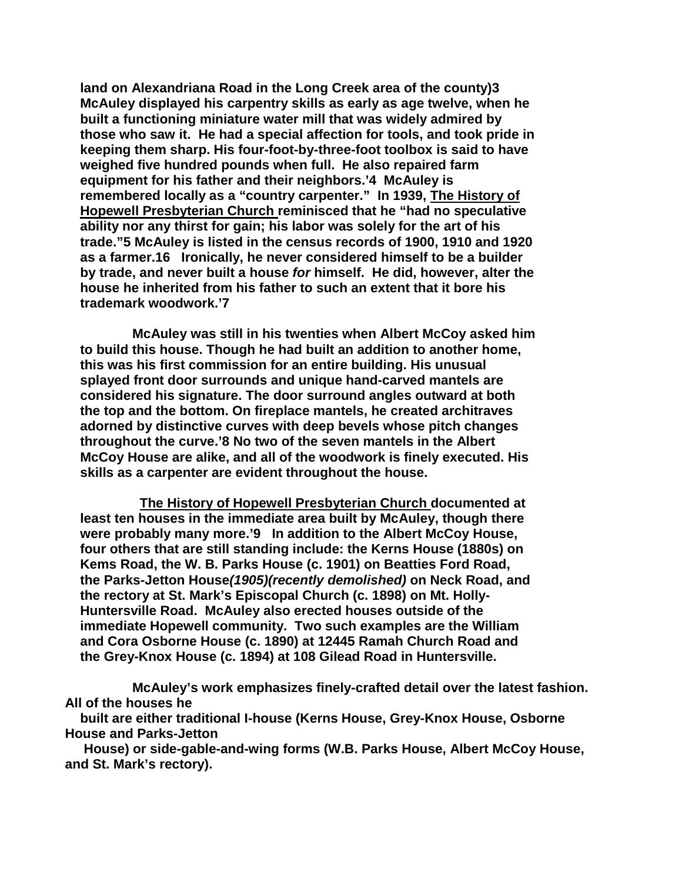**land on Alexandriana Road in the Long Creek area of the county)3 McAuley displayed his carpentry skills as early as age twelve, when he built a functioning miniature water mill that was widely admired by those who saw it. He had a special affection for tools, and took pride in keeping them sharp. His four-foot-by-three-foot toolbox is said to have weighed five hundred pounds when full. He also repaired farm equipment for his father and their neighbors.'4 McAuley is remembered locally as a "country carpenter." In 1939, <u>The History of Hopewell Presbyterian Church</u> reminisced that he "had no speculative ability nor any thirst for gain; his labor was solely for the art of his trade."5 McAuley is listed in the census records of 1900, 1910 and 1920 as a farmer.16 Ironically, he never considered himself to be a builder by trade, and never built a house *for* himself. He did, however, alter the house he inherited from his father to such an extent that it bore his trademark woodwork.'7**

**McAuley was still in his twenties when Albert McCoy asked him to build this house. Though he had built an addition to another home, this was his first commission for an entire building. His unusual splayed front door surrounds and unique hand-carved mantels are considered his signature. The door surround angles outward at both the top and the bottom. On fireplace mantels, he created architraves adorned by distinctive curves with deep bevels whose pitch changes throughout the curve.'8 No two of the seven mantels in the Albert McCoy House are alike, and all of the woodwork is finely executed. His skills as a carpenter are evident throughout the house.**

**<u>The History of Hopewell Presbyterian Church</u> documented at least ten houses in the immediate area built by McAuley, though there were probably many more.'9 In addition to the Albert McCoy House, four others that are still standing include: the Kerns House (1880s) on Kems Road, the W. B. Parks House (c. 1901) on Beatties Ford Road, the Parks-Jetton House*(1905)(recently demolished)* on Neck Road, and the rectory at St. Mark's Episcopal Church (c. 1898) on Mt. Holly-Huntersville Road. McAuley also erected houses outside of the immediate Hopewell community. Two such examples are the William and Cora Osborne House (c. 1890) at 12445 Ramah Church Road and the Grey-Knox House (c. 1894) at 108 Gilead Road in Huntersville.**

**McAuley's work emphasizes finely-crafted detail over the latest fashion. All of the houses he built are either traditional I-house (Kerns House, Grey-Knox House, Osborne House and Parks-Jetton House) or side-gable-and-wing forms (W.B. Parks House, Albert McCoy House, and St. Mark's rectory).**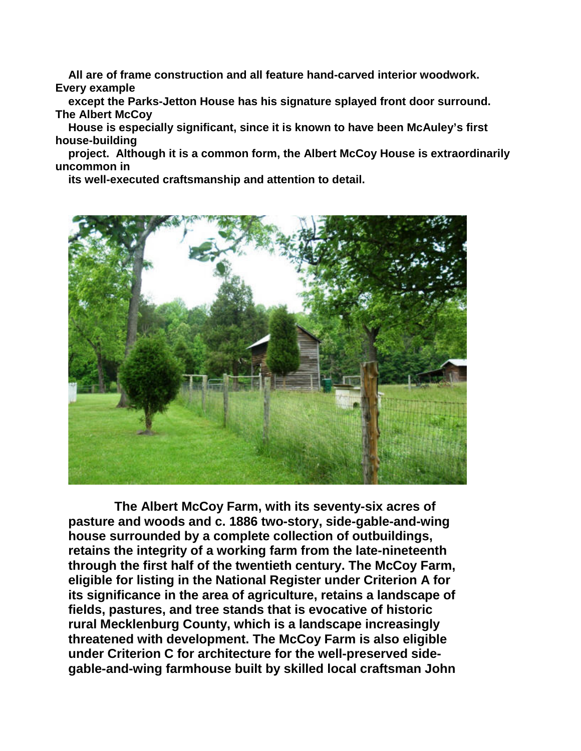**All are of frame construction and all feature hand-carved interior woodwork. Every example except the Parks-Jetton House has his signature splayed front door surround. The Albert McCoy House is especially significant, since it is known to have been McAuley's first house-building project. Although it is a common form, the Albert McCoy House is extraordinarily uncommon in its well-executed craftsmanship and attention to detail.**

**The Albert McCoy Farm, with its seventy-six acres of pasture and woods and c. 1886 two-story, side-gable-and-wing house surrounded by a complete collection of outbuildings, retains the integrity of a working farm from the late-nineteenth through the first half of the twentieth century. The McCoy Farm, eligible for listing in the National Register under Criterion A for its significance in the area of agriculture, retains a landscape of fields, pastures, and tree stands that is evocative of historic rural Mecklenburg County, which is a landscape increasingly threatened with development. The McCoy Farm is also eligible under Criterion C for architecture for the well-preserved side-gable-and-wing farmhouse built by skilled local craftsman John**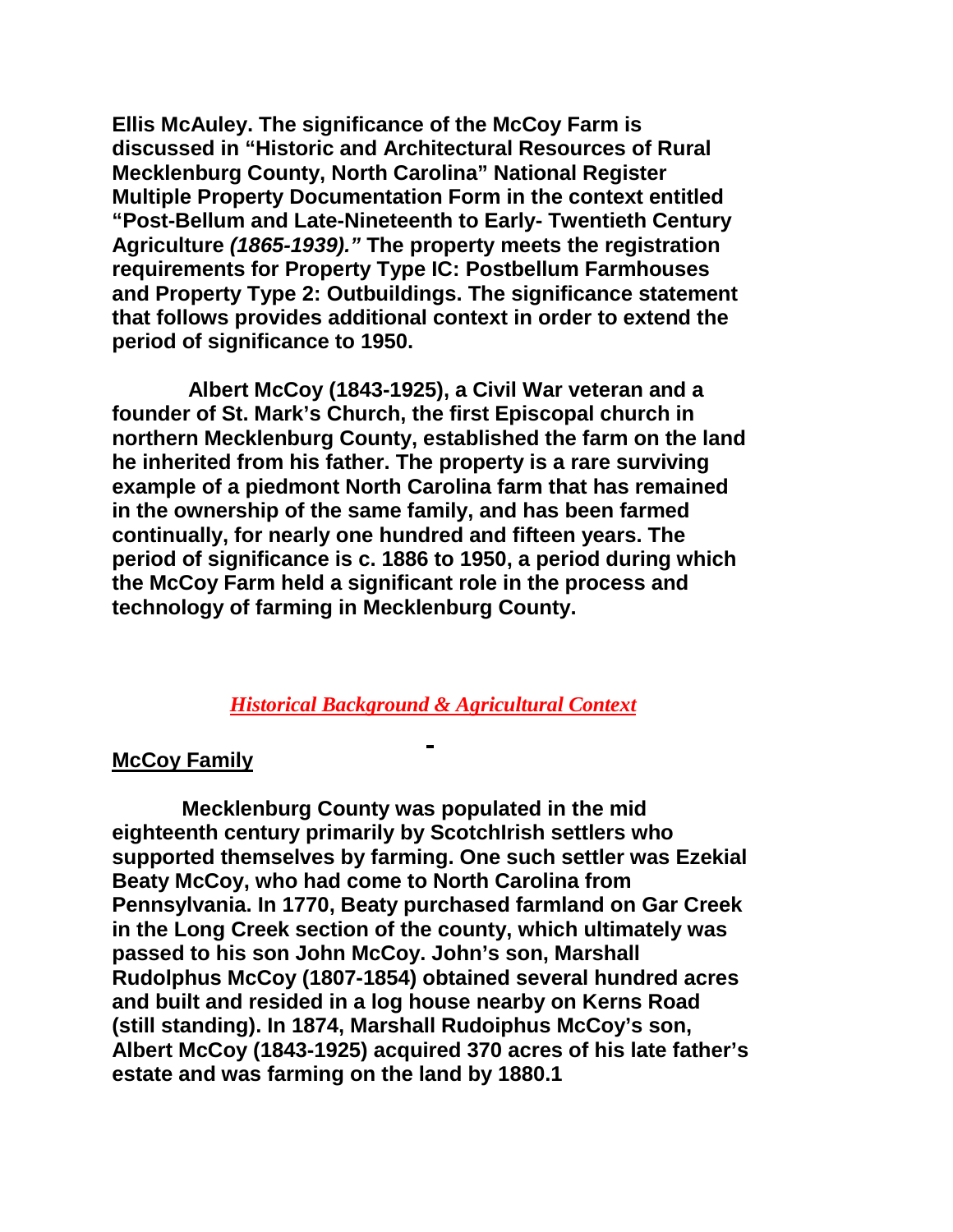**Ellis McAuley. The significance of the McCoy Farm is discussed in "Historic and Architectural Resources of Rural Mecklenburg County, North Carolina" National Register Multiple Property Documentation Form in the context entitled "Post-Bellum and Late-Nineteenth to Early- Twentieth Century Agriculture *(1865-1939)."* The property meets the registration requirements for Property Type IC: Postbellum Farmhouses and Property Type 2: Outbuildings. The significance statement that follows provides additional context in order to extend the period of significance to 1950.**

**Albert McCoy (1843-1925), a Civil War veteran and a founder of St. Mark's Church, the first Episcopal church in northern Mecklenburg County, established the farm on the land he inherited from his father. The property is a rare surviving example of a piedmont North Carolina farm that has remained in the ownership of the same family, and has been farmed continually, for nearly one hundred and fifteen years. The period of significance is c. 1886 to 1950, a period during which the McCoy Farm held a significant role in the process and technology of farming in Mecklenburg County.**

## *Historical Background & Agricultural Context*

### McCoy Family

**Mecklenburg County was populated in the mid eighteenth century primarily by ScotchIrish settlers who supported themselves by farming. One such settler was Ezekial Beaty McCoy, who had come to North Carolina from Pennsylvania. In 1770, Beaty purchased farmland on Gar Creek in the Long Creek section of the county, which ultimately was passed to his son John McCoy. John's son, Marshall Rudolphus McCoy (1807-1854) obtained several hundred acres and built and resided in a log house nearby on Kerns Road (still standing). In 1874, Marshall Rudoiphus McCoy's son, Albert McCoy (1843-1925) acquired 370 acres of his late father's estate and was farming on the land by 1880.1**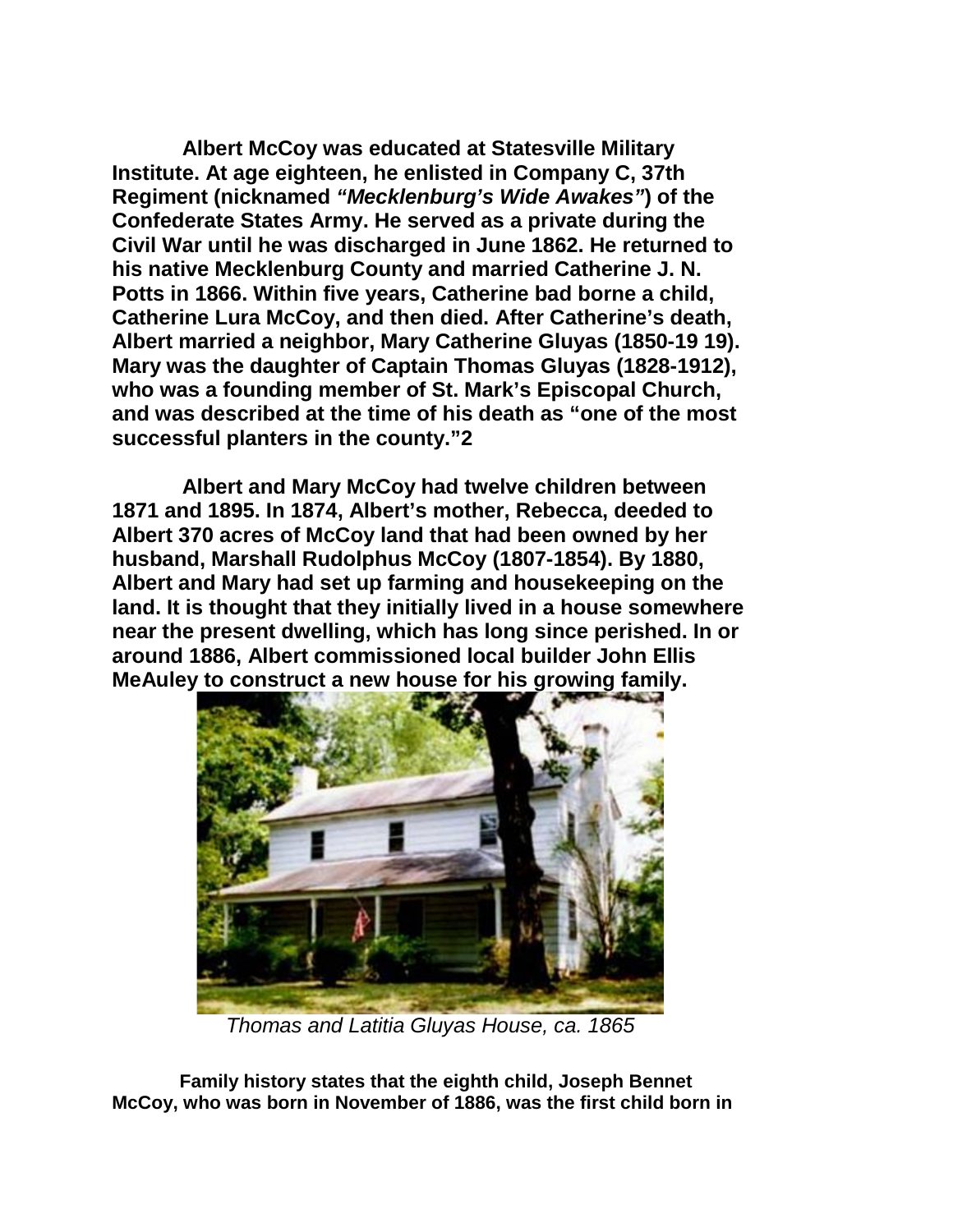**Albert McCoy was educated at Statesville Military Institute. At age eighteen, he enlisted in Company C, 37th Regiment (nicknamed *"Mecklenburg's Wide Awakes"*) of the Confederate States Army. He served as a private during the Civil War until he was discharged in June 1862. He returned to his native Mecklenburg County and married Catherine J. N. Potts in 1866. Within five years, Catherine bad borne a child, Catherine Lura McCoy, and then died. After Catherine's death, Albert married a neighbor, Mary Catherine Gluyas (1850-19 19). Mary was the daughter of Captain Thomas Gluyas (1828-1912), who was a founding member of St. Mark's Episcopal Church, and was described at the time of his death as "one of the most successful planters in the county."2**

**Albert and Mary McCoy had twelve children between 1871 and 1895. In 1874, Albert's mother, Rebecca, deeded to Albert 370 acres of McCoy land that had been owned by her husband, Marshall Rudolphus McCoy (1807-1854). By 1880, Albert and Mary had set up farming and housekeeping on the land. It is thought that they initially lived in a house somewhere near the present dwelling, which has long since perished. In or around 1886, Albert commissioned local builder John Ellis MeAuley to construct a new house for his growing family.**

*Thomas and Latitia Gluyas House, ca. 1865*

**Family history states that the eighth child, Joseph Bennet McCoy, who was born in November of 1886, was the first child born in**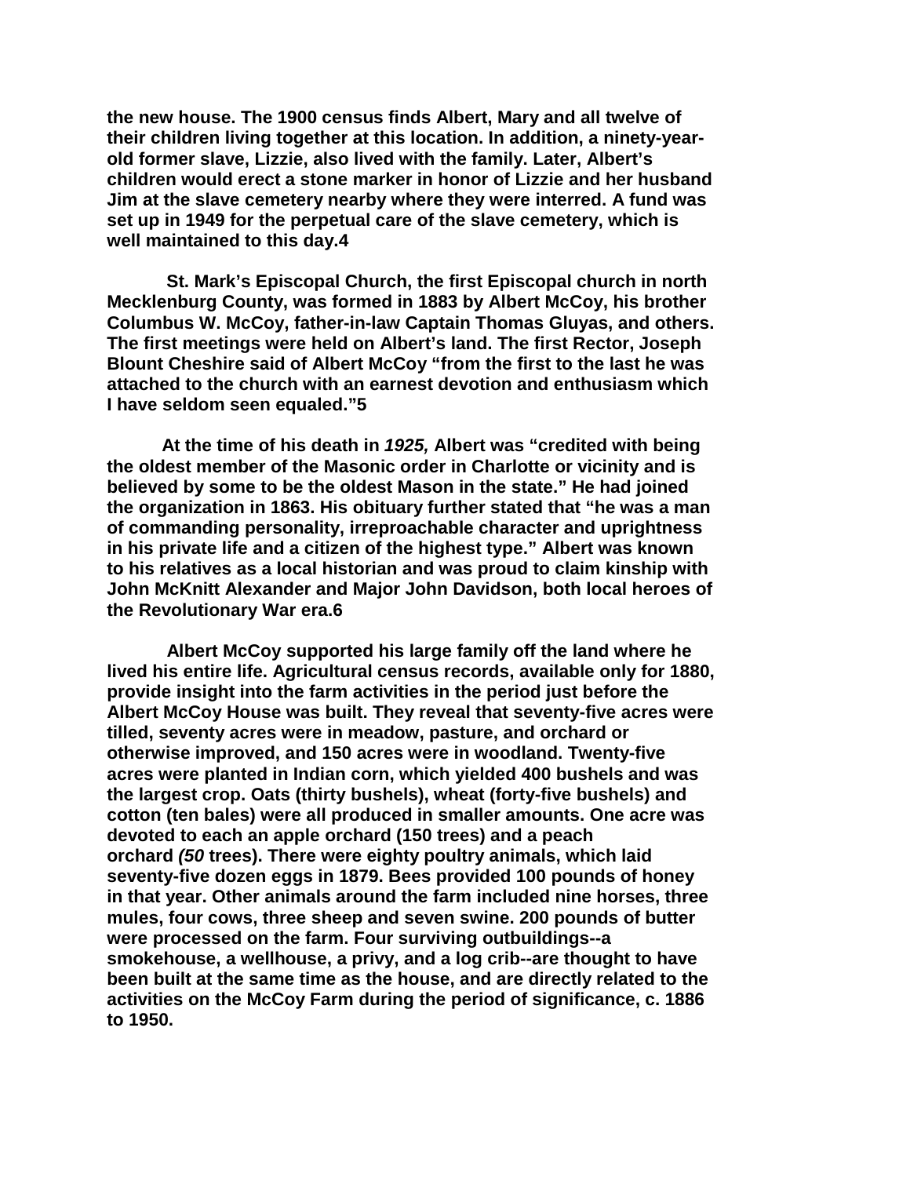**the new house. The 1900 census finds Albert, Mary and all twelve of their children living together at this location. In addition, a ninety-year-old former slave, Lizzie, also lived with the family. Later, Albert's children would erect a stone marker in honor of Lizzie and her husband Jim at the slave cemetery nearby where they were interred. A fund was set up in 1949 for the perpetual care of the slave cemetery, which is well maintained to this day.4**

**St. Mark's Episcopal Church, the first Episcopal church in north Mecklenburg County, was formed in 1883 by Albert McCoy, his brother Columbus W. McCoy, father-in-law Captain Thomas Gluyas, and others. The first meetings were held on Albert's land. The first Rector, Joseph Blount Cheshire said of Albert McCoy "from the first to the last he was attached to the church with an earnest devotion and enthusiasm which I have seldom seen equaled."5**

**At the time of his death in *1925,* Albert was "credited with being the oldest member of the Masonic order in Charlotte or vicinity and is believed by some to be the oldest Mason in the state." He had joined the organization in 1863. His obituary further stated that "he was a man of commanding personality, irreproachable character and uprightness in his private life and a citizen of the highest type." Albert was known to his relatives as a local historian and was proud to claim kinship with John McKnitt Alexander and Major John Davidson, both local heroes of the Revolutionary War era.6**

**Albert McCoy supported his large family off the land where he lived his entire life. Agricultural census records, available only for 1880, provide insight into the farm activities in the period just before the Albert McCoy House was built. They reveal that seventy-five acres were tilled, seventy acres were in meadow, pasture, and orchard or otherwise improved, and 150 acres were in woodland. Twenty-five acres were planted in Indian corn, which yielded 400 bushels and was the largest crop. Oats (thirty bushels), wheat (forty-five bushels) and cotton (ten bales) were all produced in smaller amounts. One acre was devoted to each an apple orchard (150 trees) and a peach orchard *(50* trees). There were eighty poultry animals, which laid seventy-five dozen eggs in 1879. Bees provided 100 pounds of honey in that year. Other animals around the farm included nine horses, three mules, four cows, three sheep and seven swine. 200 pounds of butter were processed on the farm. Four surviving outbuildings--a smokehouse, a wellhouse, a privy, and a log crib--are thought to have been built at the same time as the house, and are directly related to the activities on the McCoy Farm during the period of significance, c. 1886 to 1950.**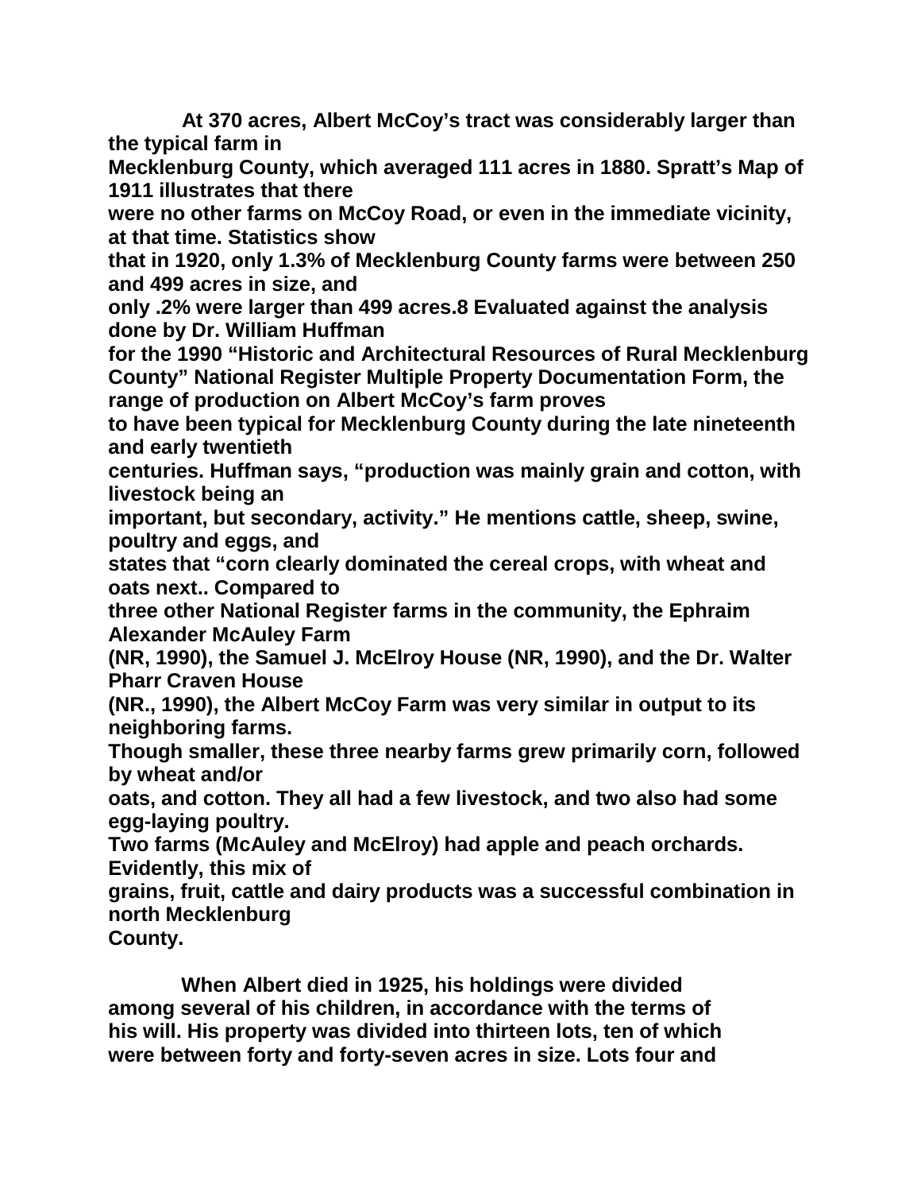At 370 acres, Albert McCoy's tract was considerably larger than the typical farm in Mecklenburg County, which averaged 111 acres in 1880. Spratt's Map of 1911 illustrates that there were no other farms on McCoy Road, or even in the immediate vicinity, at that time. Statistics show that in 1920, only 1.3% of Mecklenburg County farms were between 250 and 499 acres in size, and only .2% were larger than 499 acres.8 Evaluated against the analysis done by Dr. William Huffman for the 1990 "Historic and Architectural Resources of Rural Mecklenburg County" National Register Multiple Property Documentation Form, the range of production on Albert McCoy's farm proves to have been typical for Mecklenburg County during the late nineteenth and early twentieth centuries. Huffman says, "production was mainly grain and cotton, with livestock being an important, but secondary, activity." He mentions cattle, sheep, swine, poultry and eggs, and states that "corn clearly dominated the cereal crops, with wheat and oats next.. Compared to three other National Register farms in the community, the Ephraim Alexander McAuley Farm (NR, 1990), the Samuel J. McElroy House (NR, 1990), and the Dr. Walter Pharr Craven House (NR., 1990), the Albert McCoy Farm was very similar in output to its neighboring farms. Though smaller, these three nearby farms grew primarily corn, followed by wheat and/or oats, and cotton. They all had a few livestock, and two also had some egg-laying poultry. Two farms (McAuley and McElroy) had apple and peach orchards. Evidently, this mix of grains, fruit, cattle and dairy products was a successful combination in north Mecklenburg County.

When Albert died in 1925, his holdings were divided among several of his children, in accordance with the terms of his will. His property was divided into thirteen lots, ten of which were between forty and forty-seven acres in size. Lots four and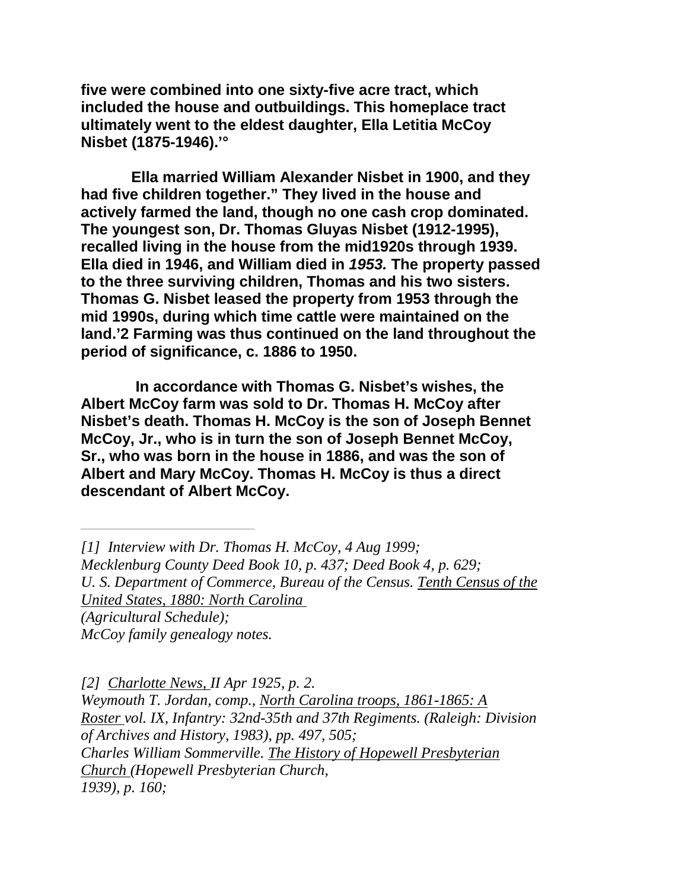**five were combined into one sixty-five acre tract, which included the house and outbuildings. This homeplace tract ultimately went to the eldest daughter, Ella Letitia McCoy Nisbet (1875-1946).'°**

**Ella married William Alexander Nisbet in 1900, and they had five children together." They lived in the house and actively farmed the land, though no one cash crop dominated. The youngest son, Dr. Thomas Gluyas Nisbet (1912-1995), recalled living in the house from the mid1920s through 1939. Ella died in 1946, and William died in *1953.* The property passed to the three surviving children, Thomas and his two sisters. Thomas G. Nisbet leased the property from 1953 through the mid 1990s, during which time cattle were maintained on the land.'2 Farming was thus continued on the land throughout the period of significance, c. 1886 to 1950.**

**In accordance with Thomas G. Nisbet's wishes, the Albert McCoy farm was sold to Dr. Thomas H. McCoy after Nisbet's death. Thomas H. McCoy is the son of Joseph Bennet McCoy, Jr., who is in turn the son of Joseph Bennet McCoy, Sr., who was born in the house in 1886, and was the son of Albert and Mary McCoy. Thomas H. McCoy is thus a direct descendant of Albert McCoy.**

---

*[1] Interview with Dr. Thomas H. McCoy, 4 Aug 1999;*
*Mecklenburg County Deed Book 10, p. 437; Deed Book 4, p. 629;*
*U. S. Department of Commerce, Bureau of the Census. Tenth Census of the United States, 1880: North Carolina*
*(Agricultural Schedule);*
*McCoy family genealogy notes.*

*[2] Charlotte News, II Apr 1925, p. 2.*
*Weymouth T. Jordan, comp., North Carolina troops, 1861-1865: A Roster vol. IX, Infantry: 32nd-35th and 37th Regiments. (Raleigh: Division of Archives and History, 1983), pp. 497, 505;*
*Charles William Sommerville. The History of Hopewell Presbyterian Church (Hopewell Presbyterian Church,*
*1939), p. 160;*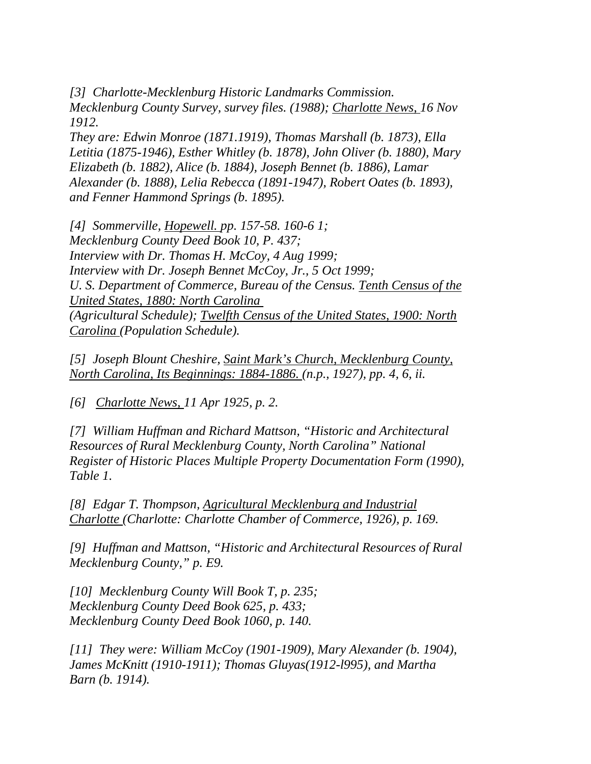*[3] Charlotte-Mecklenburg Historic Landmarks Commission. Mecklenburg County Survey, survey files. (1988); Charlotte News, 16 Nov 1912.*
*They are: Edwin Monroe (1871.1919), Thomas Marshall (b. 1873), Ella Letitia (1875-1946), Esther Whitley (b. 1878), John Oliver (b. 1880), Mary Elizabeth (b. 1882), Alice (b. 1884), Joseph Bennet (b. 1886), Lamar Alexander (b. 1888), Lelia Rebecca (1891-1947), Robert Oates (b. 1893), and Fenner Hammond Springs (b. 1895).*

*[4] Sommerville, Hopewell. pp. 157-58. 160-6 1;*
*Mecklenburg County Deed Book 10, P. 437;*
*Interview with Dr. Thomas H. McCoy, 4 Aug 1999;*
*Interview with Dr. Joseph Bennet McCoy, Jr., 5 Oct 1999;*
*U. S. Department of Commerce, Bureau of the Census. Tenth Census of the United States, 1880: North Carolina*
*(Agricultural Schedule); Twelfth Census of the United States, 1900: North Carolina (Population Schedule).*

*[5] Joseph Blount Cheshire, Saint Mark's Church, Mecklenburg County, North Carolina, Its Beginnings: 1884-1886. (n.p., 1927), pp. 4, 6, ii.*

*[6] Charlotte News, 11 Apr 1925, p. 2.*

*[7] William Huffman and Richard Mattson, "Historic and Architectural Resources of Rural Mecklenburg County, North Carolina" National Register of Historic Places Multiple Property Documentation Form (1990), Table 1.*

*[8] Edgar T. Thompson, Agricultural Mecklenburg and Industrial Charlotte (Charlotte: Charlotte Chamber of Commerce, 1926), p. 169.*

*[9] Huffman and Mattson, "Historic and Architectural Resources of Rural Mecklenburg County," p. E9.*

*[10] Mecklenburg County Will Book T, p. 235;*
*Mecklenburg County Deed Book 625, p. 433;*
*Mecklenburg County Deed Book 1060, p. 140.*

*[11] They were: William McCoy (1901-1909), Mary Alexander (b. 1904), James McKnitt (1910-1911); Thomas Gluyas(1912-l995), and Martha Barn (b. 1914).*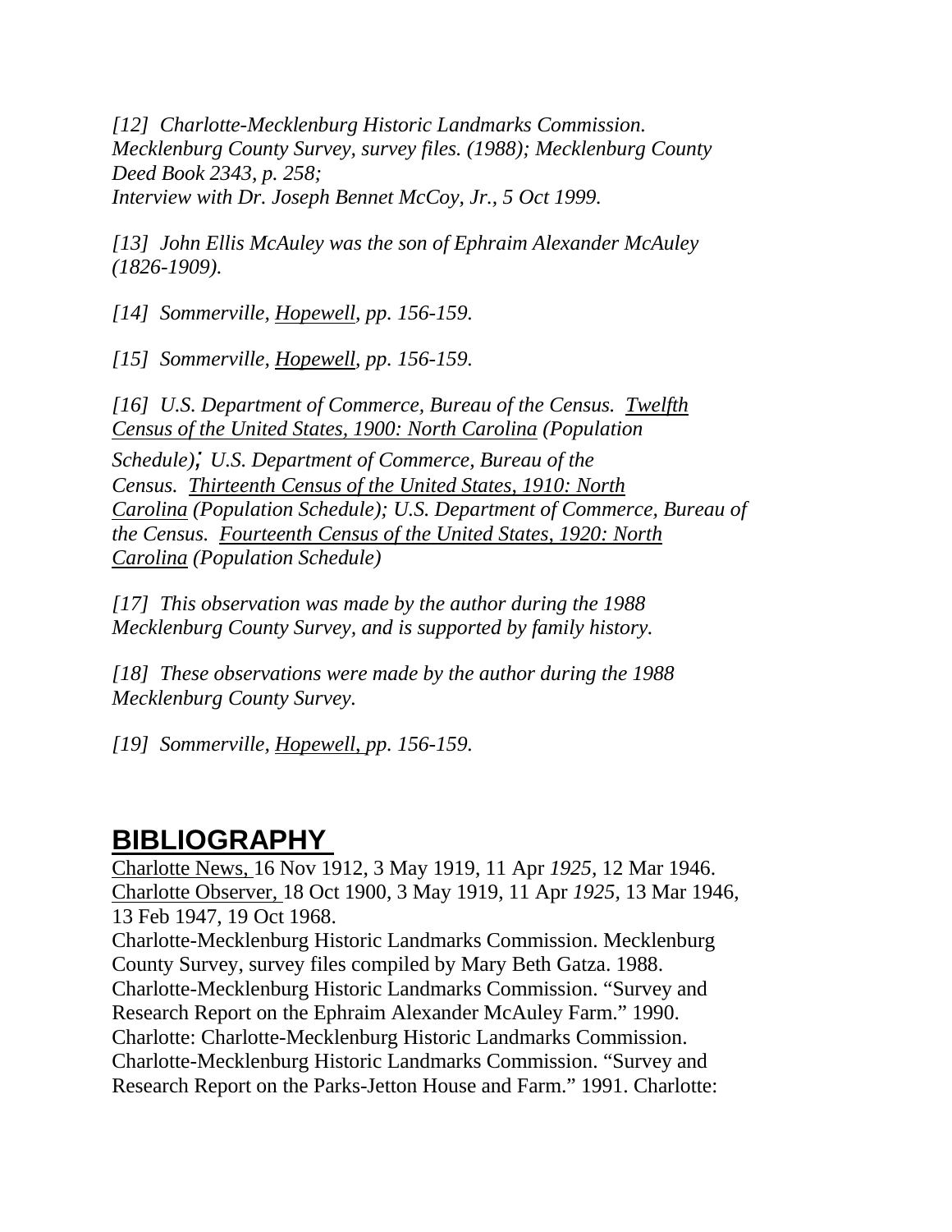*[12] Charlotte-Mecklenburg Historic Landmarks Commission. Mecklenburg County Survey, survey files. (1988); Mecklenburg County Deed Book 2343, p. 258;*
*Interview with Dr. Joseph Bennet McCoy, Jr., 5 Oct 1999.*

*[13] John Ellis McAuley was the son of Ephraim Alexander McAuley (1826-1909).*

*[14] Sommerville, Hopewell, pp. 156-159.*

*[15] Sommerville, Hopewell, pp. 156-159.*

*[16] U.S. Department of Commerce, Bureau of the Census. Twelfth Census of the United States, 1900: North Carolina (Population Schedule); U.S. Department of Commerce, Bureau of the Census. Thirteenth Census of the United States, 1910: North Carolina (Population Schedule); U.S. Department of Commerce, Bureau of the Census. Fourteenth Census of the United States, 1920: North Carolina (Population Schedule)*

*[17] This observation was made by the author during the 1988 Mecklenburg County Survey, and is supported by family history.*

*[18] These observations were made by the author during the 1988 Mecklenburg County Survey.*

*[19] Sommerville, Hopewell, pp. 156-159.*

## BIBLIOGRAPHY

Charlotte News, 16 Nov 1912, 3 May 1919, 11 Apr *1925*, 12 Mar 1946.
Charlotte Observer, 18 Oct 1900, 3 May 1919, 11 Apr *1925*, 13 Mar 1946, 13 Feb 1947, 19 Oct 1968.
Charlotte-Mecklenburg Historic Landmarks Commission. Mecklenburg County Survey, survey files compiled by Mary Beth Gatza. 1988.
Charlotte-Mecklenburg Historic Landmarks Commission. "Survey and Research Report on the Ephraim Alexander McAuley Farm." 1990. Charlotte: Charlotte-Mecklenburg Historic Landmarks Commission.
Charlotte-Mecklenburg Historic Landmarks Commission. "Survey and Research Report on the Parks-Jetton House and Farm." 1991. Charlotte: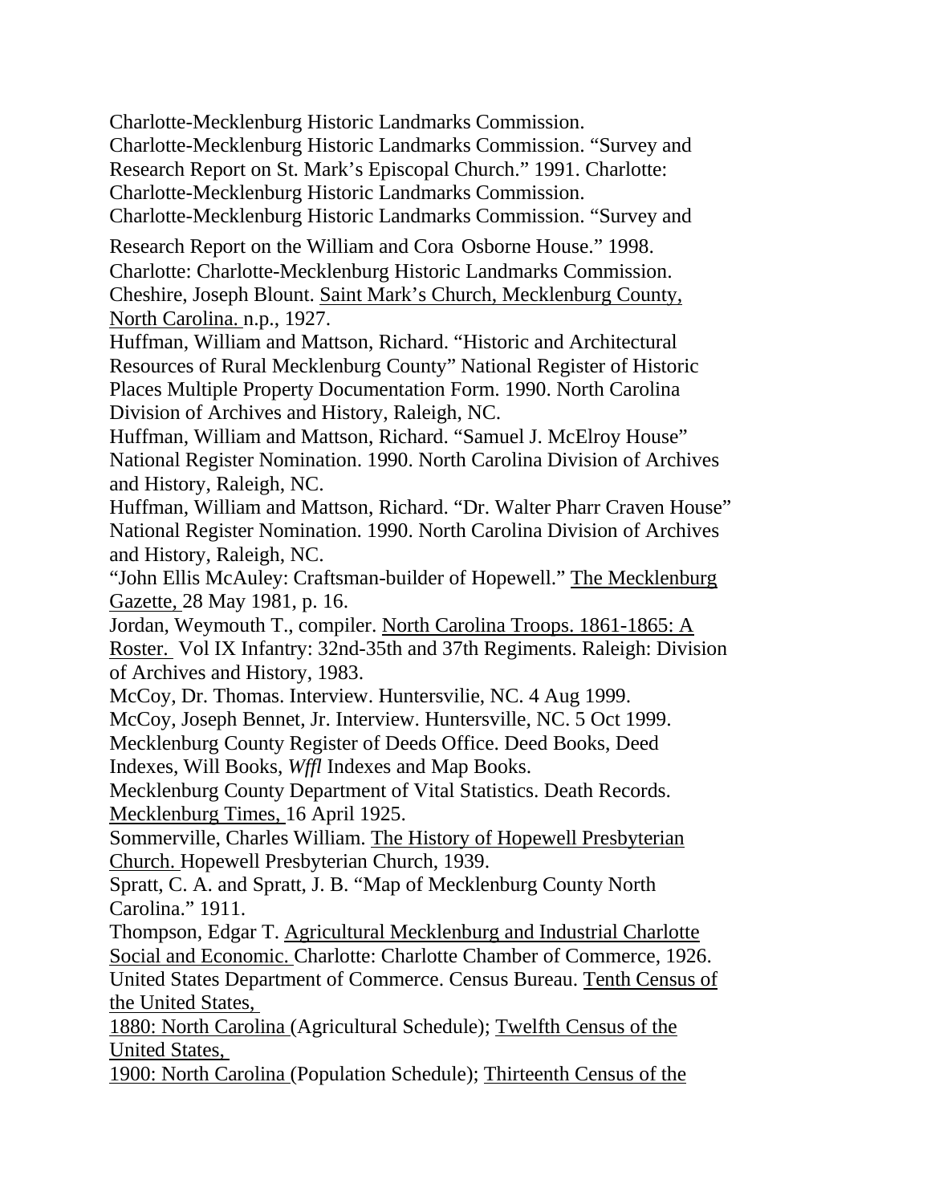Charlotte-Mecklenburg Historic Landmarks Commission.

Charlotte-Mecklenburg Historic Landmarks Commission. "Survey and Research Report on St. Mark's Episcopal Church." 1991. Charlotte: Charlotte-Mecklenburg Historic Landmarks Commission.

Charlotte-Mecklenburg Historic Landmarks Commission. "Survey and Research Report on the William and Cora Osborne House." 1998. Charlotte: Charlotte-Mecklenburg Historic Landmarks Commission.

Cheshire, Joseph Blount. Saint Mark's Church, Mecklenburg County, North Carolina. n.p., 1927.

Huffman, William and Mattson, Richard. "Historic and Architectural Resources of Rural Mecklenburg County" National Register of Historic Places Multiple Property Documentation Form. 1990. North Carolina Division of Archives and History, Raleigh, NC.

Huffman, William and Mattson, Richard. "Samuel J. McElroy House" National Register Nomination. 1990. North Carolina Division of Archives and History, Raleigh, NC.

Huffman, William and Mattson, Richard. "Dr. Walter Pharr Craven House" National Register Nomination. 1990. North Carolina Division of Archives and History, Raleigh, NC.

"John Ellis McAuley: Craftsman-builder of Hopewell." The Mecklenburg Gazette, 28 May 1981, p. 16.

Jordan, Weymouth T., compiler. North Carolina Troops. 1861-1865: A Roster. Vol IX Infantry: 32nd-35th and 37th Regiments. Raleigh: Division of Archives and History, 1983.

McCoy, Dr. Thomas. Interview. Huntersvilie, NC. 4 Aug 1999.

McCoy, Joseph Bennet, Jr. Interview. Huntersville, NC. 5 Oct 1999.

Mecklenburg County Register of Deeds Office. Deed Books, Deed Indexes, Will Books, *Wffl* Indexes and Map Books.

Mecklenburg County Department of Vital Statistics. Death Records.

Mecklenburg Times, 16 April 1925.

Sommerville, Charles William. The History of Hopewell Presbyterian Church. Hopewell Presbyterian Church, 1939.

Spratt, C. A. and Spratt, J. B. "Map of Mecklenburg County North Carolina." 1911.

Thompson, Edgar T. Agricultural Mecklenburg and Industrial Charlotte Social and Economic. Charlotte: Charlotte Chamber of Commerce, 1926.

United States Department of Commerce. Census Bureau. Tenth Census of the United States, 1880: North Carolina (Agricultural Schedule); Twelfth Census of the United States, 1900: North Carolina (Population Schedule); Thirteenth Census of the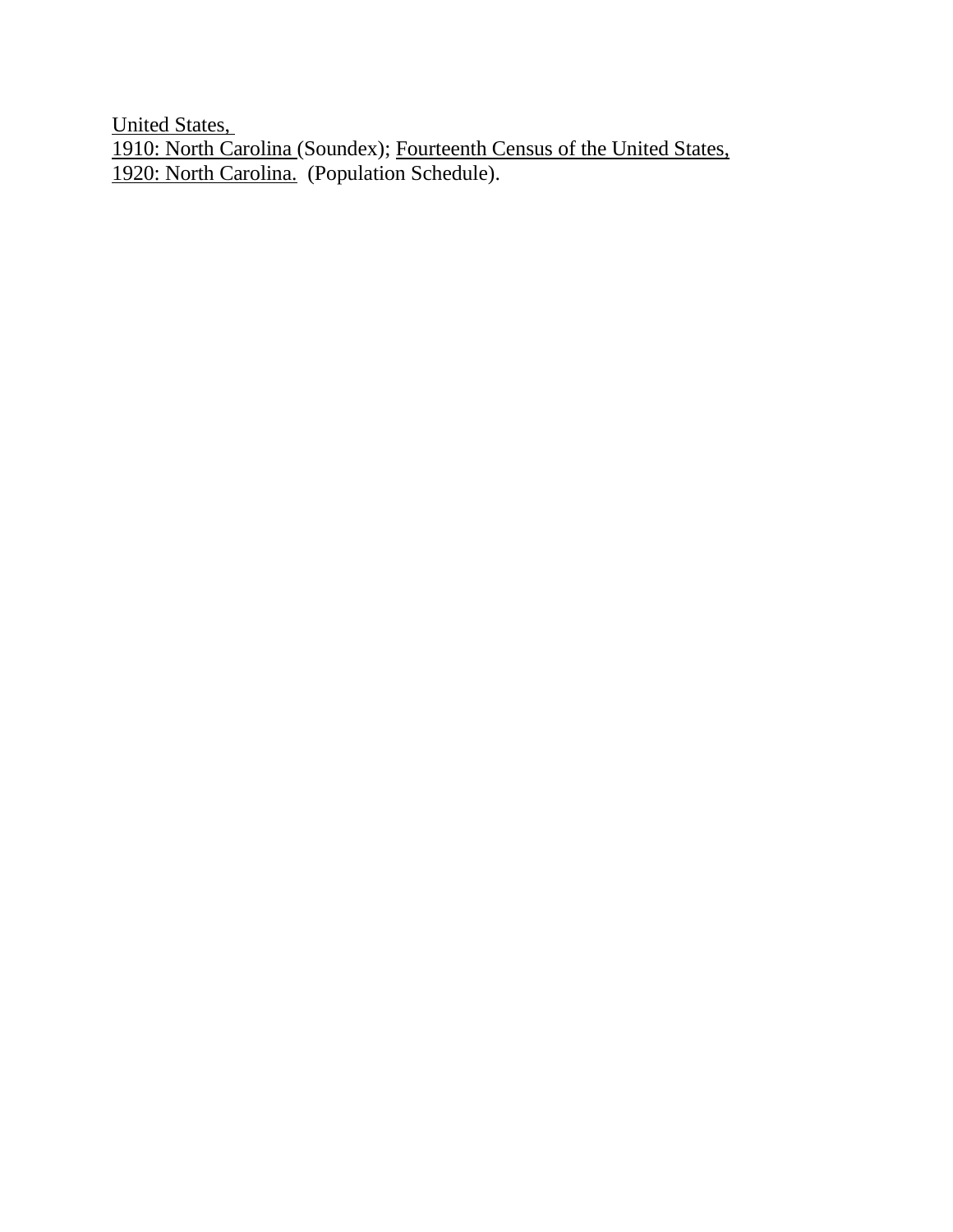United States,
1910: North Carolina (Soundex); Fourteenth Census of the United States, 1920: North Carolina. (Population Schedule).